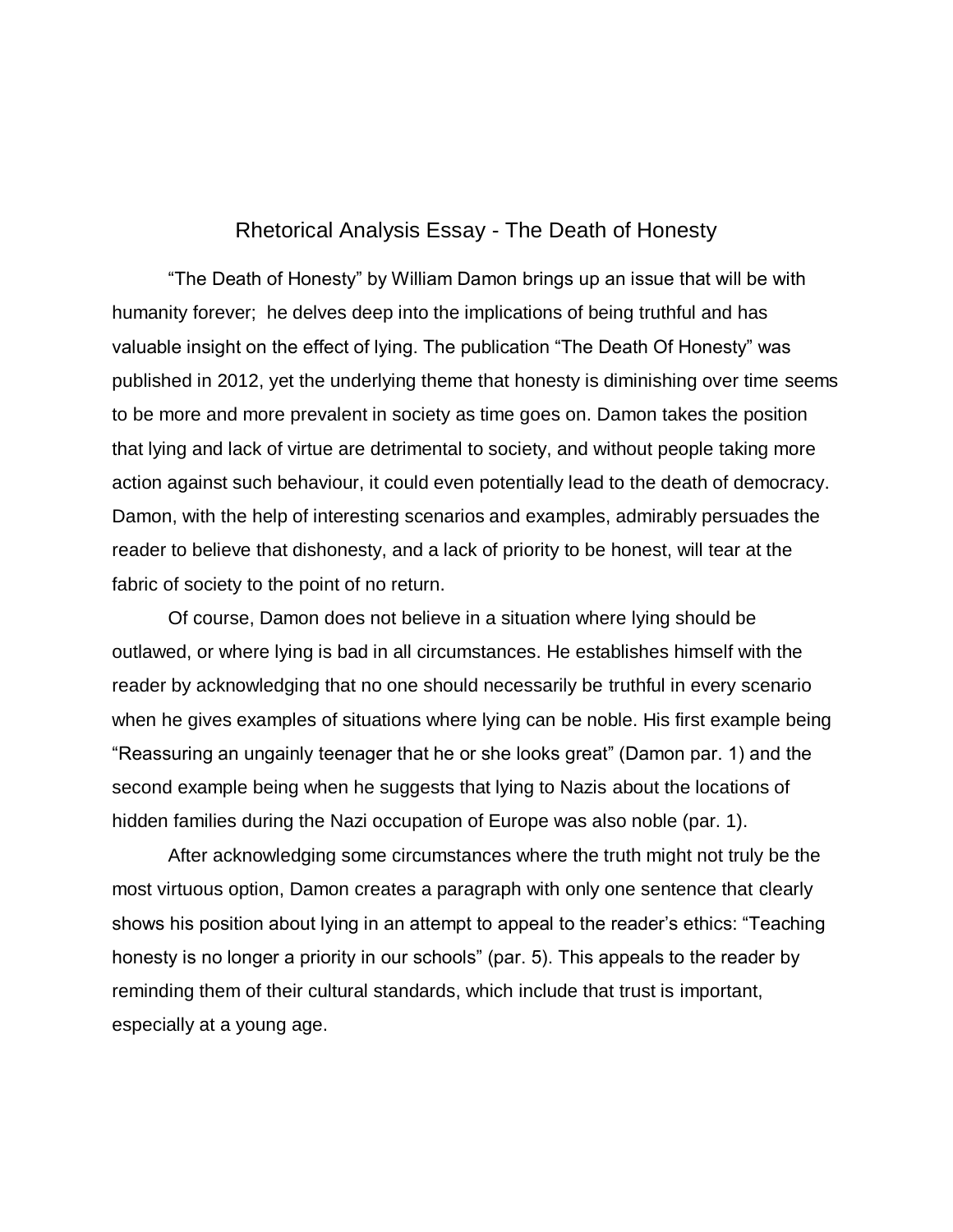# Rhetorical Analysis Essay - The Death of Honesty

"The Death of Honesty" by William Damon brings up an issue that will be with humanity forever; he delves deep into the implications of being truthful and has valuable insight on the effect of lying. The publication "The Death Of Honesty" was published in 2012, yet the underlying theme that honesty is diminishing over time seems to be more and more prevalent in society as time goes on. Damon takes the position that lying and lack of virtue are detrimental to society, and without people taking more action against such behaviour, it could even potentially lead to the death of democracy. Damon, with the help of interesting scenarios and examples, admirably persuades the reader to believe that dishonesty, and a lack of priority to be honest, will tear at the fabric of society to the point of no return.

Of course, Damon does not believe in a situation where lying should be outlawed, or where lying is bad in all circumstances. He establishes himself with the reader by acknowledging that no one should necessarily be truthful in every scenario when he gives examples of situations where lying can be noble. His first example being "Reassuring an ungainly teenager that he or she looks great" (Damon par. 1) and the second example being when he suggests that lying to Nazis about the locations of hidden families during the Nazi occupation of Europe was also noble (par. 1).

After acknowledging some circumstances where the truth might not truly be the most virtuous option, Damon creates a paragraph with only one sentence that clearly shows his position about lying in an attempt to appeal to the reader's ethics: "Teaching honesty is no longer a priority in our schools" (par. 5). This appeals to the reader by reminding them of their cultural standards, which include that trust is important, especially at a young age.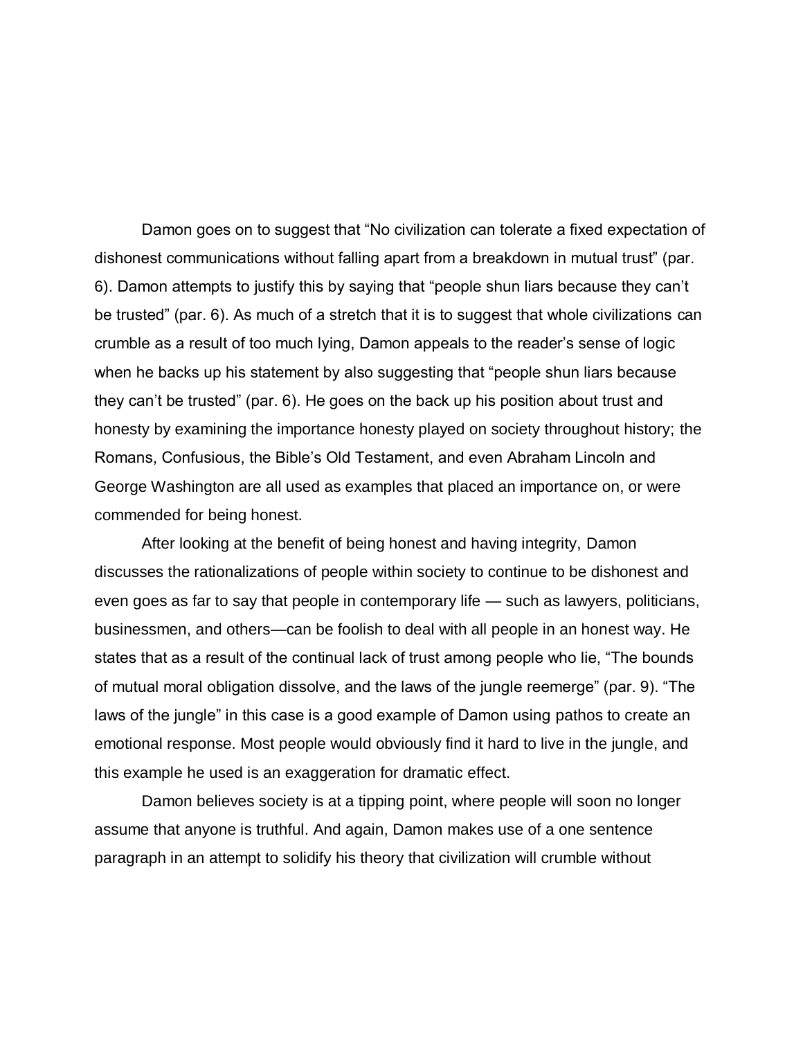Damon goes on to suggest that “No civilization can tolerate a fixed expectation of dishonest communications without falling apart from a breakdown in mutual trust” (par. 6). Damon attempts to justify this by saying that “people shun liars because they can’t be trusted” (par. 6). As much of a stretch that it is to suggest that whole civilizations can crumble as a result of too much lying, Damon appeals to the reader’s sense of logic when he backs up his statement by also suggesting that “people shun liars because they can’t be trusted” (par. 6). He goes on the back up his position about trust and honesty by examining the importance honesty played on society throughout history; the Romans, Confusious, the Bible’s Old Testament, and even Abraham Lincoln and George Washington are all used as examples that placed an importance on, or were commended for being honest.

After looking at the benefit of being honest and having integrity, Damon discusses the rationalizations of people within society to continue to be dishonest and even goes as far to say that people in contemporary life — such as lawyers, politicians, businessmen, and others—can be foolish to deal with all people in an honest way. He states that as a result of the continual lack of trust among people who lie, “The bounds of mutual moral obligation dissolve, and the laws of the jungle reemerge” (par. 9). “The laws of the jungle” in this case is a good example of Damon using pathos to create an emotional response. Most people would obviously find it hard to live in the jungle, and this example he used is an exaggeration for dramatic effect.

Damon believes society is at a tipping point, where people will soon no longer assume that anyone is truthful. And again, Damon makes use of a one sentence paragraph in an attempt to solidify his theory that civilization will crumble without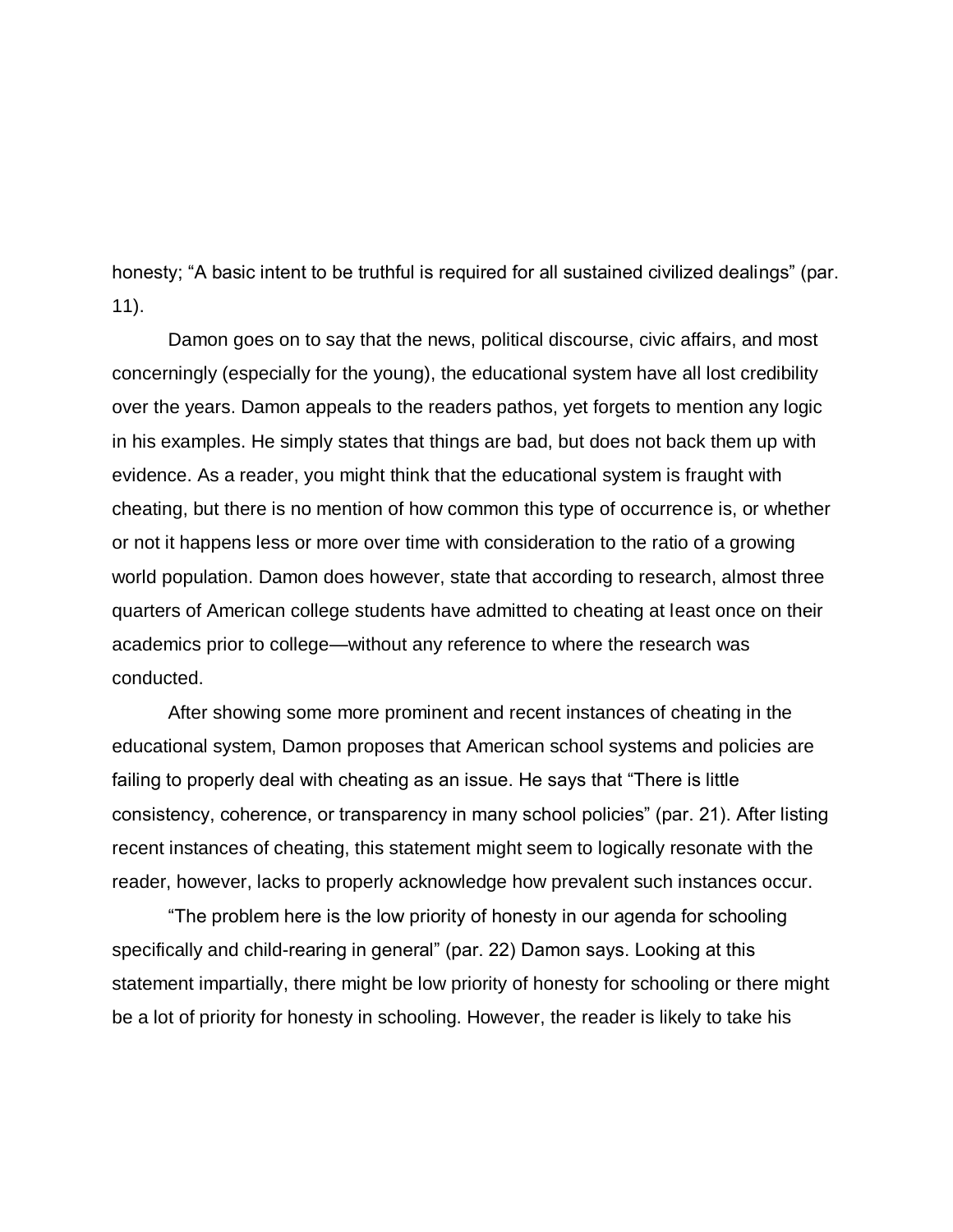honesty; “A basic intent to be truthful is required for all sustained civilized dealings” (par. 11).

Damon goes on to say that the news, political discourse, civic affairs, and most concerningly (especially for the young), the educational system have all lost credibility over the years. Damon appeals to the readers pathos, yet forgets to mention any logic in his examples. He simply states that things are bad, but does not back them up with evidence. As a reader, you might think that the educational system is fraught with cheating, but there is no mention of how common this type of occurrence is, or whether or not it happens less or more over time with consideration to the ratio of a growing world population. Damon does however, state that according to research, almost three quarters of American college students have admitted to cheating at least once on their academics prior to college—without any reference to where the research was conducted.

After showing some more prominent and recent instances of cheating in the educational system, Damon proposes that American school systems and policies are failing to properly deal with cheating as an issue. He says that “There is little consistency, coherence, or transparency in many school policies” (par. 21). After listing recent instances of cheating, this statement might seem to logically resonate with the reader, however, lacks to properly acknowledge how prevalent such instances occur.

“The problem here is the low priority of honesty in our agenda for schooling specifically and child-rearing in general” (par. 22) Damon says. Looking at this statement impartially, there might be low priority of honesty for schooling or there might be a lot of priority for honesty in schooling. However, the reader is likely to take his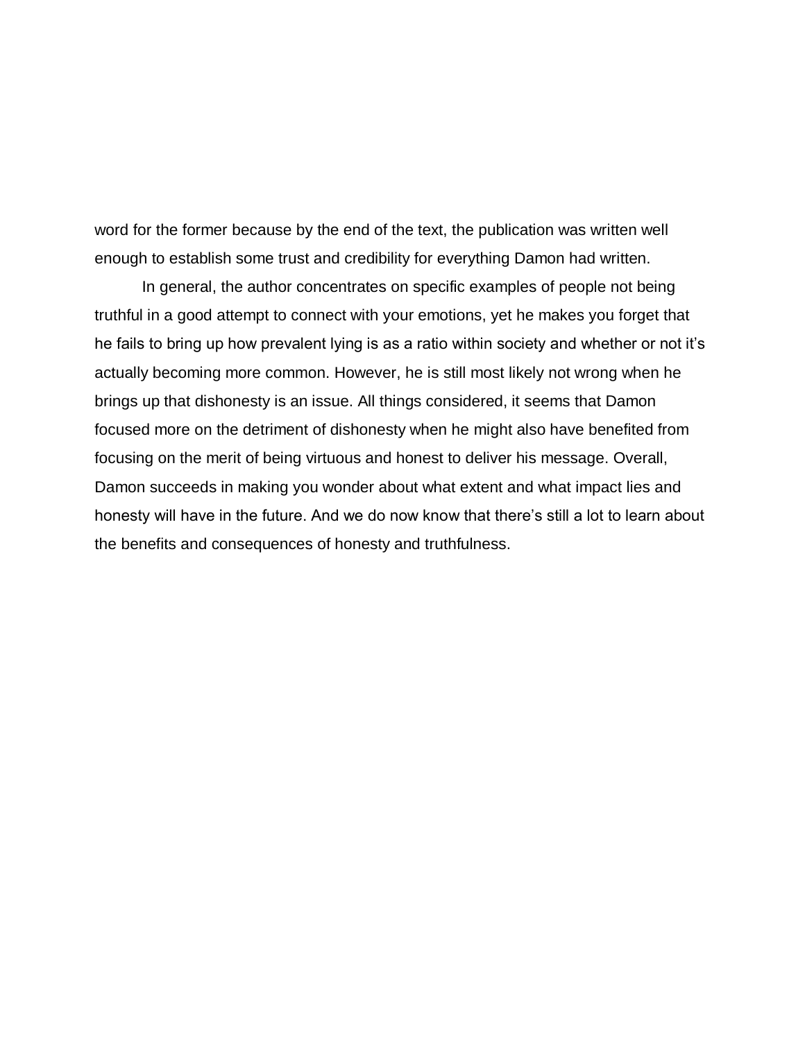word for the former because by the end of the text, the publication was written well enough to establish some trust and credibility for everything Damon had written.

In general, the author concentrates on specific examples of people not being truthful in a good attempt to connect with your emotions, yet he makes you forget that he fails to bring up how prevalent lying is as a ratio within society and whether or not it's actually becoming more common. However, he is still most likely not wrong when he brings up that dishonesty is an issue. All things considered, it seems that Damon focused more on the detriment of dishonesty when he might also have benefited from focusing on the merit of being virtuous and honest to deliver his message. Overall, Damon succeeds in making you wonder about what extent and what impact lies and honesty will have in the future. And we do now know that there's still a lot to learn about the benefits and consequences of honesty and truthfulness.